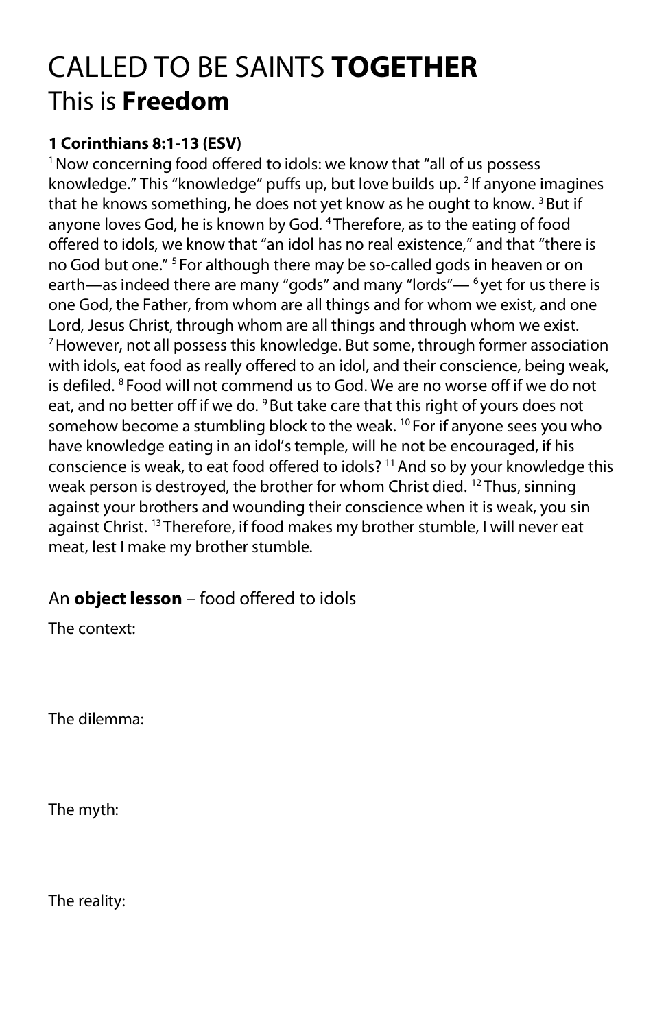# CALLED TO BE SAINTS **TOGETHER**

## This is **Freedom**

**1 Corinthians 8:1-13 (ESV)**

[1] Now concerning food offered to idols: we know that "all of us possess knowledge." This "knowledge" puffs up, but love builds up. [2] If anyone imagines that he knows something, he does not yet know as he ought to know. [3] But if anyone loves God, he is known by God. [4] Therefore, as to the eating of food offered to idols, we know that "an idol has no real existence," and that "there is no God but one." [5] For although there may be so-called gods in heaven or on earth—as indeed there are many "gods" and many "lords"— [6] yet for us there is one God, the Father, from whom are all things and for whom we exist, and one Lord, Jesus Christ, through whom are all things and through whom we exist. [7] However, not all possess this knowledge. But some, through former association with idols, eat food as really offered to an idol, and their conscience, being weak, is defiled. [8] Food will not commend us to God. We are no worse off if we do not eat, and no better off if we do. [9] But take care that this right of yours does not somehow become a stumbling block to the weak. [10] For if anyone sees you who have knowledge eating in an idol's temple, will he not be encouraged, if his conscience is weak, to eat food offered to idols? [11] And so by your knowledge this weak person is destroyed, the brother for whom Christ died. [12] Thus, sinning against your brothers and wounding their conscience when it is weak, you sin against Christ. [13] Therefore, if food makes my brother stumble, I will never eat meat, lest I make my brother stumble.

### An **object lesson** – food offered to idols

The context:

The dilemma:

The myth:

The reality: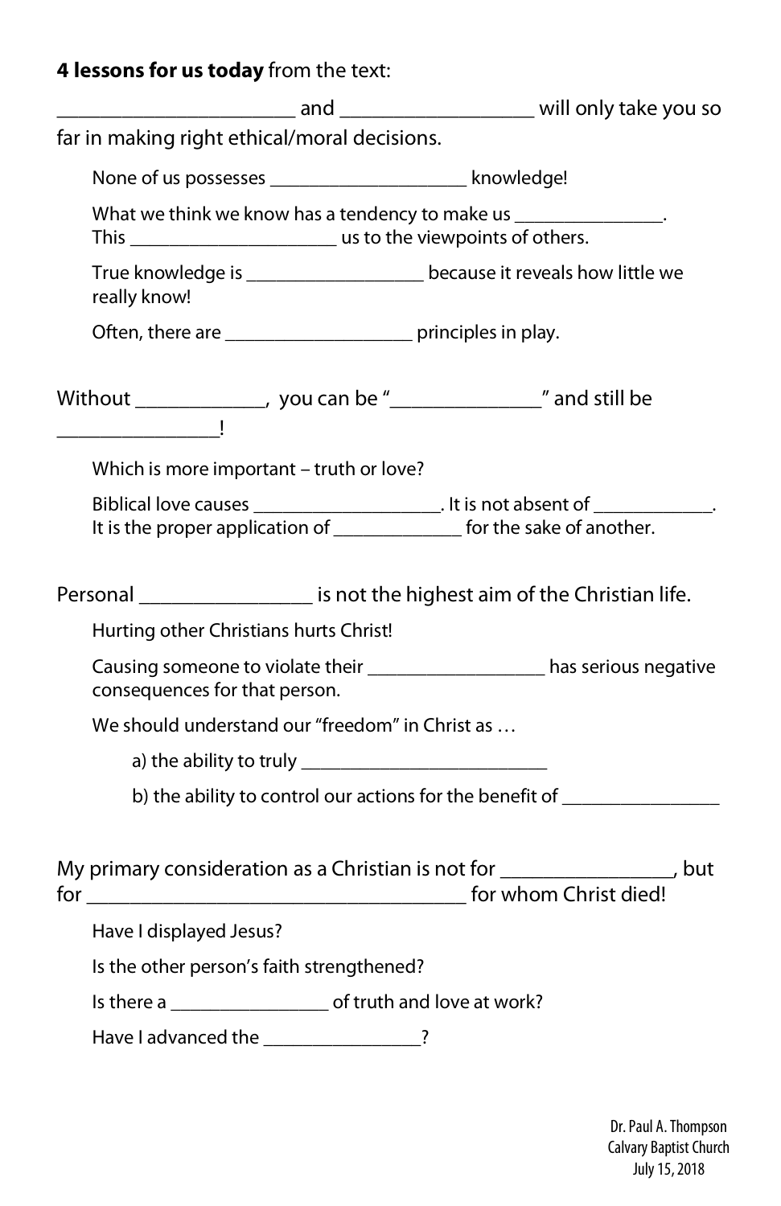**4 lessons for us today** from the text:

________________________ and ___________________ will only take you so far in making right ethical/moral decisions.

None of us possesses _____________________ knowledge!

What we think we know has a tendency to make us ________________.
This ______________________ us to the viewpoints of others.

True knowledge is ___________________ because it reveals how little we really know!

Often, there are ____________________ principles in play.

Without _____________, you can be "_______________" and still be ________________!

Which is more important – truth or love?

Biblical love causes ____________________. It is not absent of _____________.
It is the proper application of ______________ for the sake of another.

Personal __________________ is not the highest aim of the Christian life.

Hurting other Christians hurts Christ!

Causing someone to violate their ___________________ has serious negative consequences for that person.

We should understand our "freedom" in Christ as …

a) the ability to truly ___________________________

b) the ability to control our actions for the benefit of _________________

My primary consideration as a Christian is not for _________________, but for ________________________________________ for whom Christ died!

Have I displayed Jesus?

Is the other person's faith strengthened?

Is there a _________________ of truth and love at work?

Have I advanced the _________________?

Dr. Paul A. Thompson
Calvary Baptist Church
July 15, 2018